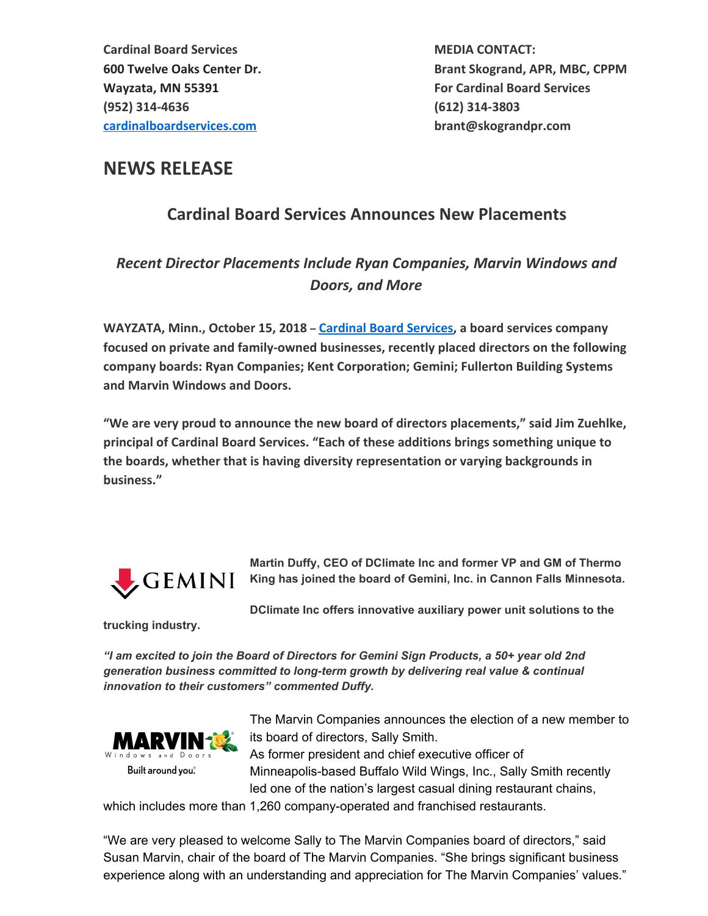**Cardinal Board Services**
**600 Twelve Oaks Center Dr.**
**Wayzata, MN 55391**
**(952) 314-4636**
**[cardinalboardservices.com](cardinalboardservices.com)**

**MEDIA CONTACT:**
**Brant Skogrand, APR, MBC, CPPM**
**For Cardinal Board Services**
**(612) 314-3803**
**brant@skograndpr.com**

# NEWS RELEASE

## Cardinal Board Services Announces New Placements

### *Recent Director Placements Include Ryan Companies, Marvin Windows and Doors, and More*

**WAYZATA, Minn., October 15, 2018 – [Cardinal Board Services](https://cardinalboardservices.com), a board services company focused on private and family-owned businesses, recently placed directors on the following company boards: Ryan Companies; Kent Corporation; Gemini; Fullerton Building Systems and Marvin Windows and Doors.**

**"We are very proud to announce the new board of directors placements," said Jim Zuehlke, principal of Cardinal Board Services. "Each of these additions brings something unique to the boards, whether that is having diversity representation or varying backgrounds in business."**

GEMINI

**Martin Duffy, CEO of DClimate Inc and former VP and GM of Thermo King has joined the board of Gemini, Inc. in Cannon Falls Minnesota.**

**DClimate Inc offers innovative auxiliary power unit solutions to the trucking industry.**

***"I am excited to join the Board of Directors for Gemini Sign Products, a 50+ year old 2nd generation business committed to long-term growth by delivering real value & continual innovation to their customers" commented Duffy.***

MARVIN Windows and Doors – Built around you.

The Marvin Companies announces the election of a new member to its board of directors, Sally Smith.
As former president and chief executive officer of Minneapolis-based Buffalo Wild Wings, Inc., Sally Smith recently led one of the nation's largest casual dining restaurant chains, which includes more than 1,260 company-operated and franchised restaurants.

"We are very pleased to welcome Sally to The Marvin Companies board of directors," said Susan Marvin, chair of the board of The Marvin Companies. "She brings significant business experience along with an understanding and appreciation for The Marvin Companies' values."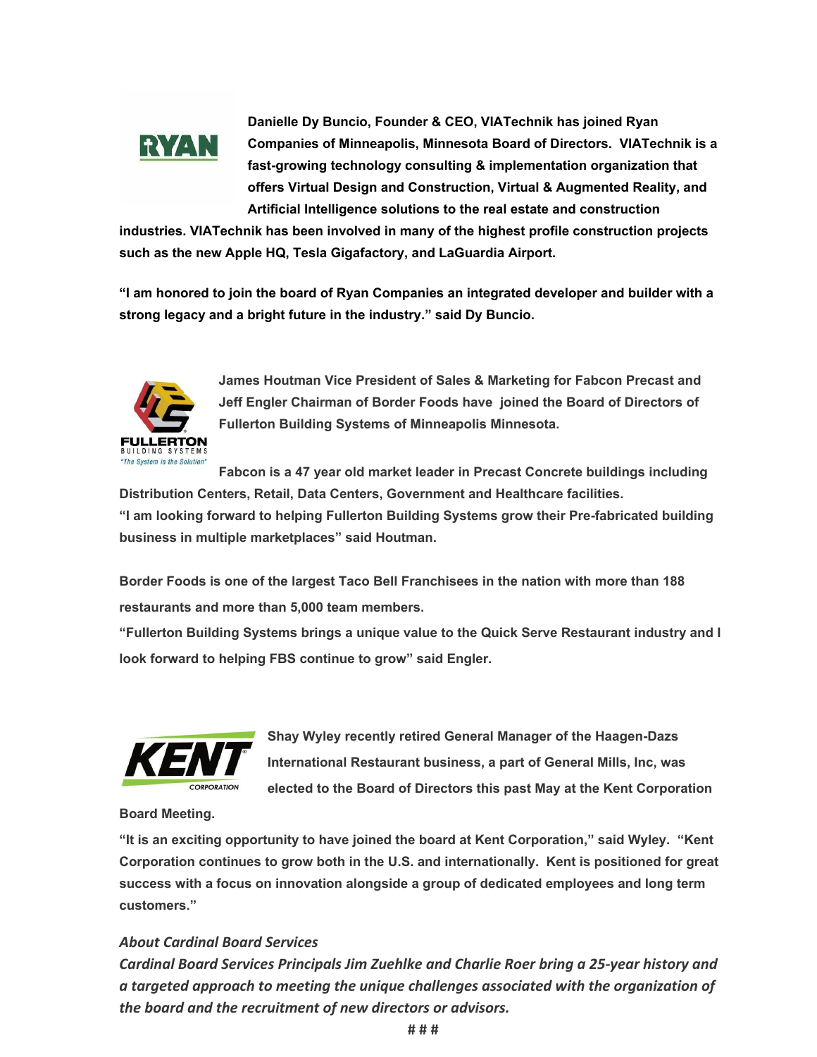**Danielle Dy Buncio, Founder & CEO, VIATechnik has joined Ryan Companies of Minneapolis, Minnesota Board of Directors. VIATechnik is a fast-growing technology consulting & implementation organization that offers Virtual Design and Construction, Virtual & Augmented Reality, and Artificial Intelligence solutions to the real estate and construction industries. VIATechnik has been involved in many of the highest profile construction projects such as the new Apple HQ, Tesla Gigafactory, and LaGuardia Airport.**

**"I am honored to join the board of Ryan Companies an integrated developer and builder with a strong legacy and a bright future in the industry." said Dy Buncio.**

**James Houtman Vice President of Sales & Marketing for Fabcon Precast and Jeff Engler Chairman of Border Foods have joined the Board of Directors of Fullerton Building Systems of Minneapolis Minnesota.**

**Fabcon is a 47 year old market leader in Precast Concrete buildings including Distribution Centers, Retail, Data Centers, Government and Healthcare facilities.**
**"I am looking forward to helping Fullerton Building Systems grow their Pre-fabricated building business in multiple marketplaces" said Houtman.**

**Border Foods is one of the largest Taco Bell Franchisees in the nation with more than 188 restaurants and more than 5,000 team members.**
**"Fullerton Building Systems brings a unique value to the Quick Serve Restaurant industry and I look forward to helping FBS continue to grow" said Engler.**

**Shay Wyley recently retired General Manager of the Haagen-Dazs International Restaurant business, a part of General Mills, Inc, was elected to the Board of Directors this past May at the Kent Corporation Board Meeting.**
**"It is an exciting opportunity to have joined the board at Kent Corporation," said Wyley. "Kent Corporation continues to grow both in the U.S. and internationally. Kent is positioned for great success with a focus on innovation alongside a group of dedicated employees and long term customers."**

***About Cardinal Board Services***
***Cardinal Board Services Principals Jim Zuehlke and Charlie Roer bring a 25-year history and a targeted approach to meeting the unique challenges associated with the organization of the board and the recruitment of new directors or advisors.***

**# # #**